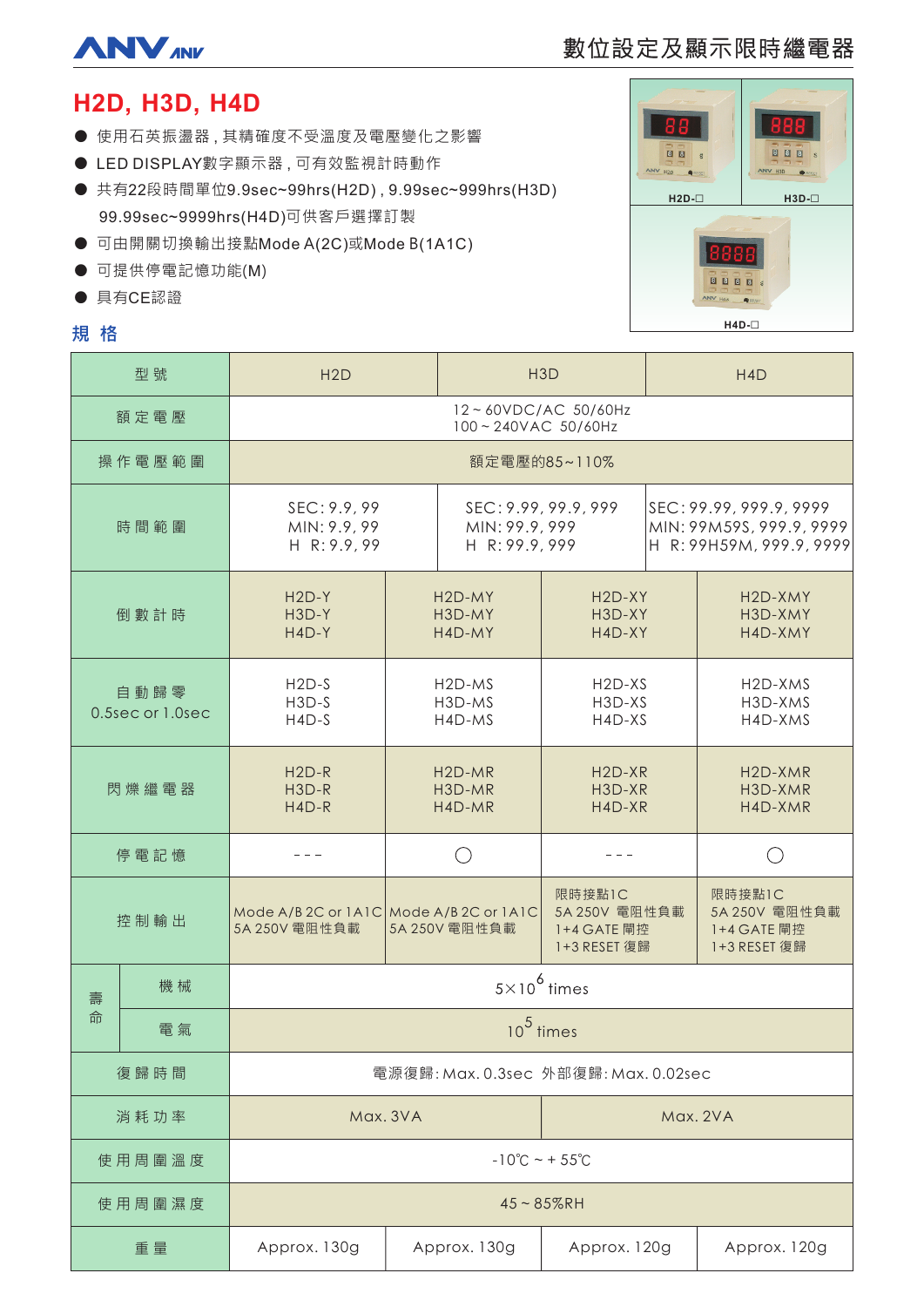# 數位設定及顯示限時繼電器

## H2D, H3D, H4D

- 使用石英振盪器，其精確度不受溫度及電壓變化之影響
- LED DISPLAY數字顯示器，可有效監視計時動作
- 共有22段時間單位9.9sec~99hrs(H2D)，9.99sec~999hrs(H3D)
  99.99sec~9999hrs(H4D)可供客戶選擇訂製
- 可由開關切換輸出接點Mode A(2C)或Mode B(1A1C)
- 可提供停電記憶功能(M)
- 具有CE認證

H2D-□　H3D-□　H4D-□

### 規 格

| 型號 | | H2D | | H3D | H4D |
|---|---|---|---|---|---|
| 額定電壓 | | 12～60VDC/AC 50/60Hz<br>100～240VAC 50/60Hz | | | |
| 操作電壓範圍 | | 額定電壓的85～110% | | | |
| 時間範圍 | | SEC: 9.9, 99<br>MIN: 9.9, 99<br>HR: 9.9, 99 | | SEC: 9.99, 99.9, 999<br>MIN: 99.9, 999<br>HR: 99.9, 999 | SEC: 99.99, 999.9, 9999<br>MIN: 99M59S, 999.9, 9999<br>HR: 99H59M, 999.9, 9999 |
| 倒數計時 | | H2D-Y<br>H3D-Y<br>H4D-Y | H2D-MY<br>H3D-MY<br>H4D-MY | H2D-XY<br>H3D-XY<br>H4D-XY | H2D-XMY<br>H3D-XMY<br>H4D-XMY |
| 自動歸零<br>0.5sec or 1.0sec | | H2D-S<br>H3D-S<br>H4D-S | H2D-MS<br>H3D-MS<br>H4D-MS | H2D-XS<br>H3D-XS<br>H4D-XS | H2D-XMS<br>H3D-XMS<br>H4D-XMS |
| 閃爍繼電器 | | H2D-R<br>H3D-R<br>H4D-R | H2D-MR<br>H3D-MR<br>H4D-MR | H2D-XR<br>H3D-XR<br>H4D-XR | H2D-XMR<br>H3D-XMR<br>H4D-XMR |
| 停電記憶 | | --- | ○ | --- | ○ |
| 控制輸出 | | Mode A/B 2C or 1A1C<br>5A 250V 電阻性負載 | Mode A/B 2C or 1A1C<br>5A 250V 電阻性負載 | 限時接點1C<br>5A 250V 電阻性負載<br>1+4 GATE 閘控<br>1+3 RESET 復歸 | 限時接點1C<br>5A 250V 電阻性負載<br>1+4 GATE 閘控<br>1+3 RESET 復歸 |
| 壽命 | 機械 | $5 \times 10^6$ times | | | |
| | 電氣 | $10^5$ times | | | |
| 復歸時間 | | 電源復歸: Max. 0.3sec 外部復歸: Max. 0.02sec | | | |
| 消耗功率 | | Max. 3VA | | Max. 2VA | |
| 使用周圍溫度 | | -10℃～+55℃ | | | |
| 使用周圍濕度 | | 45～85%RH | | | |
| 重量 | | Approx. 130g | Approx. 130g | Approx. 120g | Approx. 120g |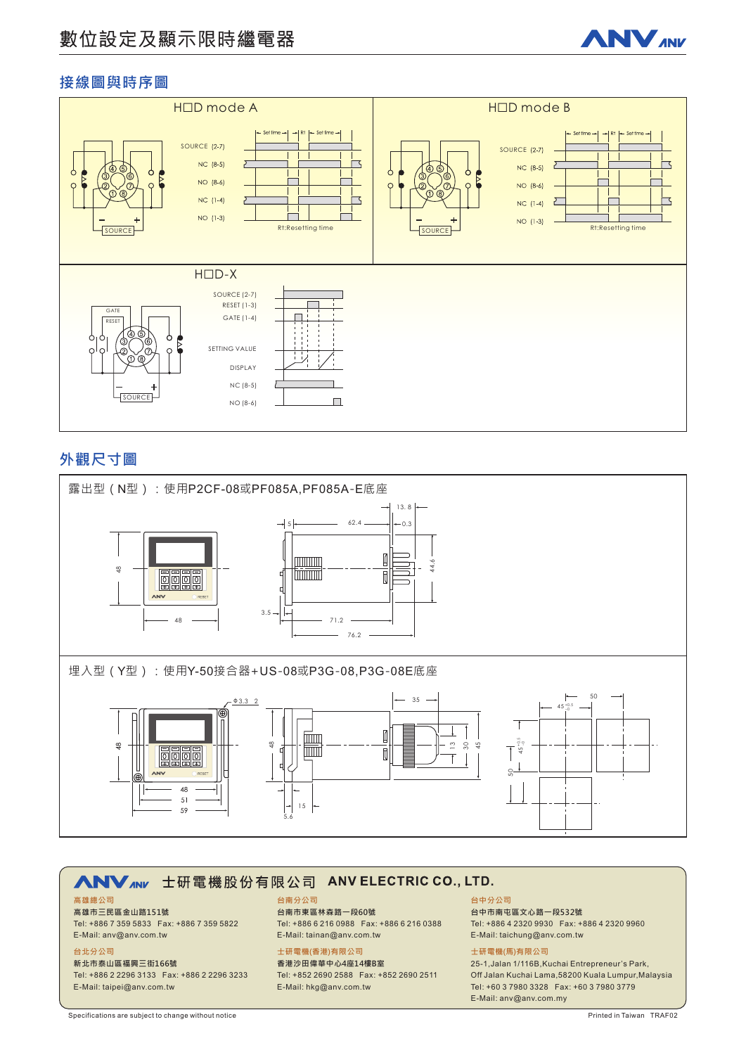# 數位設定及顯示限時繼電器

## 接線圖與時序圖

### H□D mode A

SOURCE (2-7)
NC (8-5)
NO (8-6)
NC (1-4)
NO (1-3)

Set time | Rt | Set time

Rt:Resetting time

SOURCE

### H□D mode B

SOURCE (2-7)
NC (8-5)
NO (8-6)
NC (1-4)
NO (1-3)

Set time | Rt | Set time

Rt:Resetting time

SOURCE

### H□D-X

SOURCE (2-7)
RESET (1-3)
GATE (1-4)
SETTING VALUE
DISPLAY
NC (8-5)
NO (8-6)

GATE
RESET
SOURCE

## 外觀尺寸圖

露出型（N型）：使用P2CF-08或PF085A,PF085A-E底座

48
48
5
62.4
13.8
0.3
44.6
3.5
71.2
76.2

埋入型（Y型）：使用Y-50接合器+US-08或P3G-08,P3G-08E底座

Φ3.3 2
48
48
51
59
35
48
13
30
45
5.6
15
50
45 +0.5 -0
45 +0.5 -0
50

---

**ANV 士研電機股份有限公司 ANV ELECTRIC CO., LTD.**

**高雄總公司**
高雄市三民區金山路151號
Tel: +886 7 359 5833 Fax: +886 7 359 5822
E-Mail: anv@anv.com.tw

**台南分公司**
台南市東區林森路一段60號
Tel: +886 6 216 0988 Fax: +886 6 216 0388
E-Mail: tainan@anv.com.tw

**台中分公司**
台中市南屯區文心路一段532號
Tel: +886 4 2320 9930 Fax: +886 4 2320 9960
E-Mail: taichung@anv.com.tw

**台北分公司**
新北市泰山區福興三街166號
Tel: +886 2 2296 3133 Fax: +886 2 2296 3233
E-Mail: taipei@anv.com.tw

**士研電機(香港)有限公司**
香港沙田偉華中心4座14樓B室
Tel: +852 2690 2588 Fax: +852 2690 2511
E-Mail: hkg@anv.com.tw

**士研電機(馬)有限公司**
25-1,Jalan 1/116B,Kuchai Entrepreneur's Park,
Off Jalan Kuchai Lama,58200 Kuala Lumpur,Malaysia
Tel: +60 3 7980 3328 Fax: +60 3 7980 3779
E-Mail: anv@anv.com.my

Specifications are subject to change without notice

Printed in Taiwan TRAF02